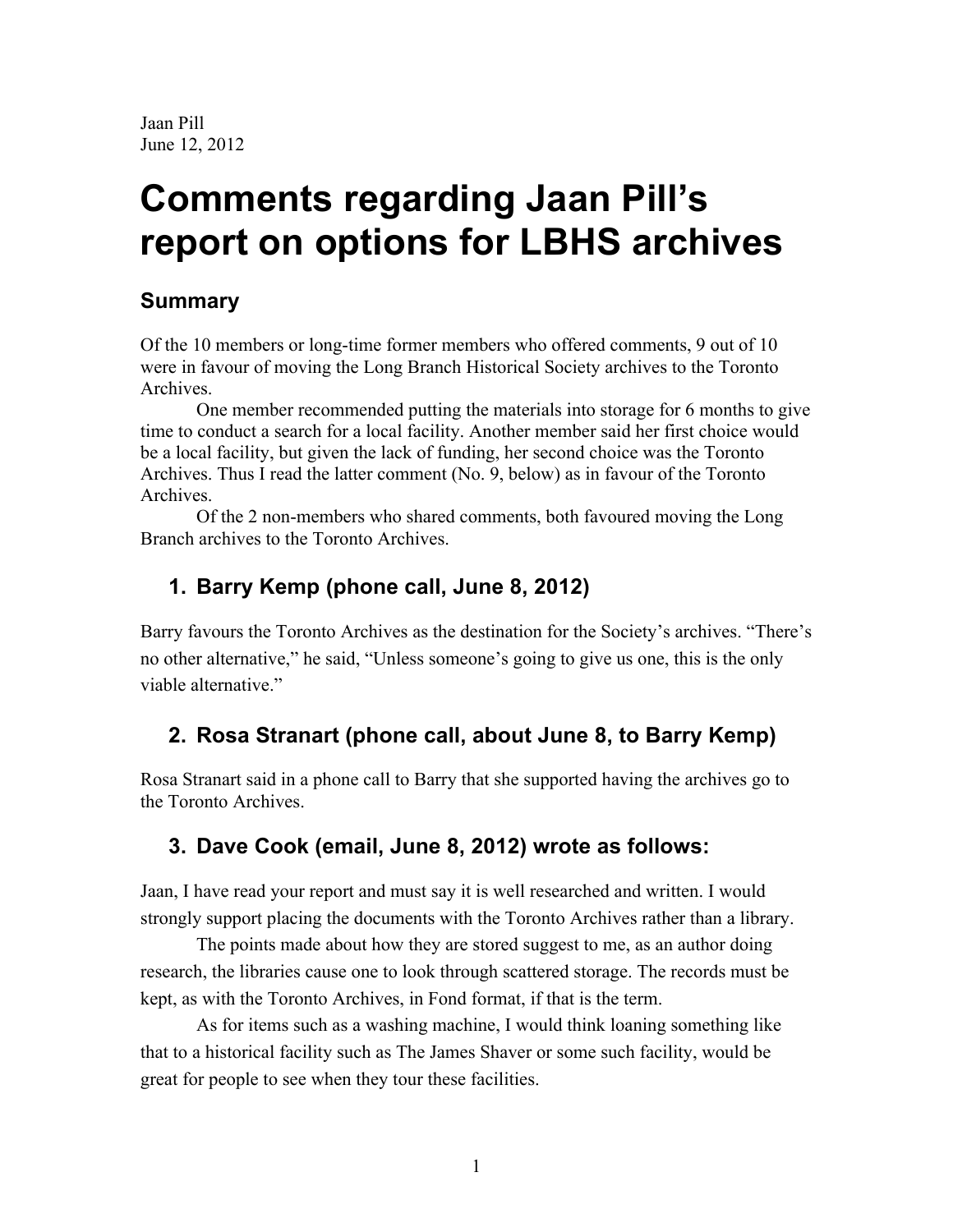Jaan Pill
June 12, 2012

# Comments regarding Jaan Pill's report on options for LBHS archives

## Summary

Of the 10 members or long-time former members who offered comments, 9 out of 10 were in favour of moving the Long Branch Historical Society archives to the Toronto Archives.

One member recommended putting the materials into storage for 6 months to give time to conduct a search for a local facility. Another member said her first choice would be a local facility, but given the lack of funding, her second choice was the Toronto Archives. Thus I read the latter comment (No. 9, below) as in favour of the Toronto Archives.

Of the 2 non-members who shared comments, both favoured moving the Long Branch archives to the Toronto Archives.

## 1. Barry Kemp (phone call, June 8, 2012)

Barry favours the Toronto Archives as the destination for the Society's archives. "There's no other alternative," he said, "Unless someone's going to give us one, this is the only viable alternative."

## 2. Rosa Stranart (phone call, about June 8, to Barry Kemp)

Rosa Stranart said in a phone call to Barry that she supported having the archives go to the Toronto Archives.

## 3. Dave Cook (email, June 8, 2012) wrote as follows:

Jaan, I have read your report and must say it is well researched and written. I would strongly support placing the documents with the Toronto Archives rather than a library.

The points made about how they are stored suggest to me, as an author doing research, the libraries cause one to look through scattered storage. The records must be kept, as with the Toronto Archives, in Fond format, if that is the term.

As for items such as a washing machine, I would think loaning something like that to a historical facility such as The James Shaver or some such facility, would be great for people to see when they tour these facilities.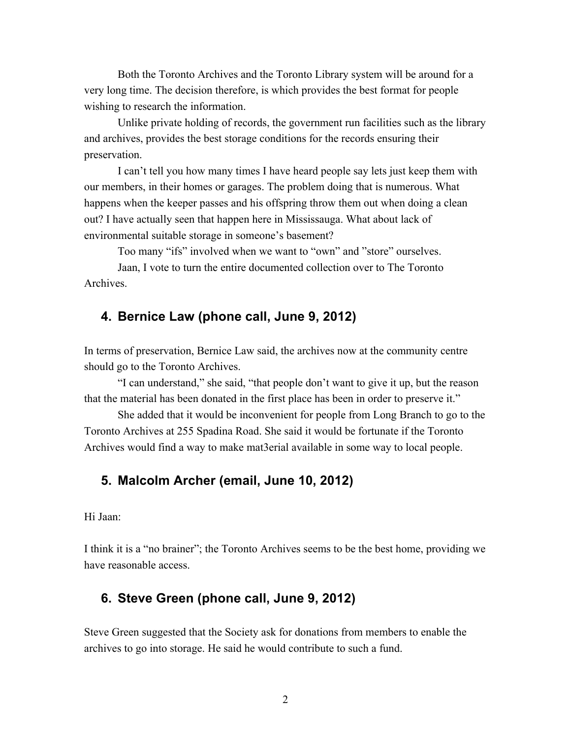Both the Toronto Archives and the Toronto Library system will be around for a very long time. The decision therefore, is which provides the best format for people wishing to research the information.

Unlike private holding of records, the government run facilities such as the library and archives, provides the best storage conditions for the records ensuring their preservation.

I can't tell you how many times I have heard people say lets just keep them with our members, in their homes or garages. The problem doing that is numerous. What happens when the keeper passes and his offspring throw them out when doing a clean out? I have actually seen that happen here in Mississauga. What about lack of environmental suitable storage in someone's basement?

Too many "ifs" involved when we want to "own" and "store" ourselves.

Jaan, I vote to turn the entire documented collection over to The Toronto Archives.

## 4. Bernice Law (phone call, June 9, 2012)

In terms of preservation, Bernice Law said, the archives now at the community centre should go to the Toronto Archives.

"I can understand," she said, "that people don't want to give it up, but the reason that the material has been donated in the first place has been in order to preserve it."

She added that it would be inconvenient for people from Long Branch to go to the Toronto Archives at 255 Spadina Road. She said it would be fortunate if the Toronto Archives would find a way to make mat3erial available in some way to local people.

## 5. Malcolm Archer (email, June 10, 2012)

Hi Jaan:

I think it is a "no brainer"; the Toronto Archives seems to be the best home, providing we have reasonable access.

## 6. Steve Green (phone call, June 9, 2012)

Steve Green suggested that the Society ask for donations from members to enable the archives to go into storage. He said he would contribute to such a fund.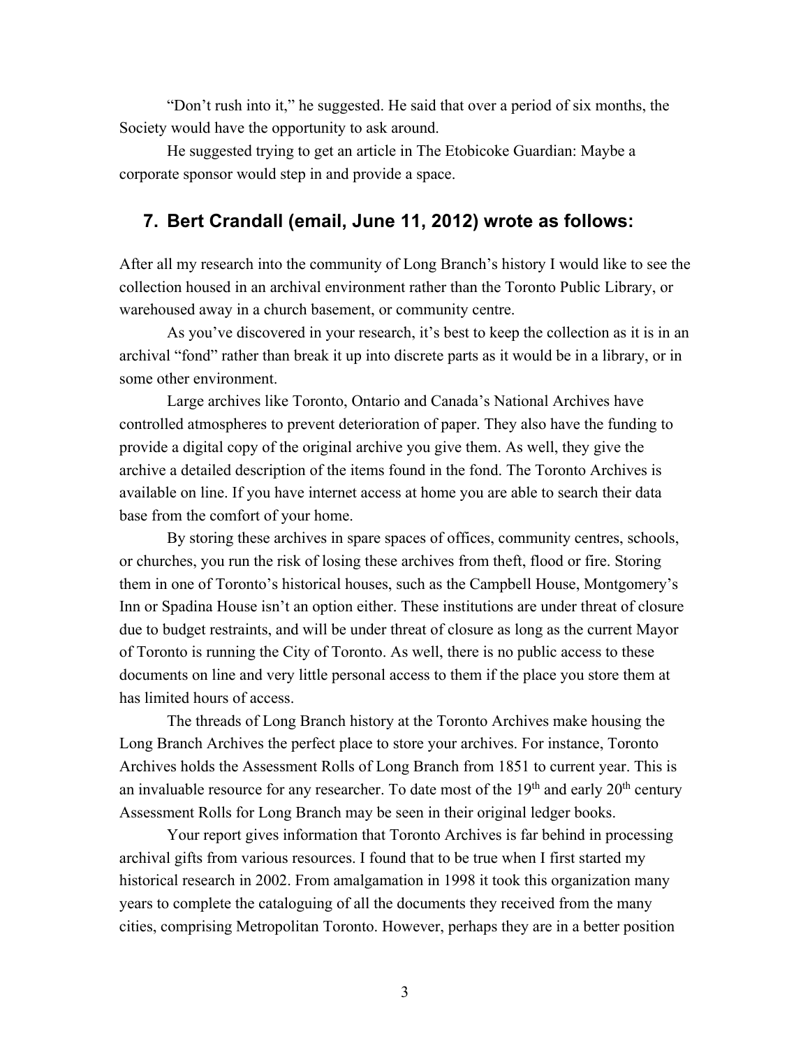"Don't rush into it," he suggested. He said that over a period of six months, the Society would have the opportunity to ask around.

He suggested trying to get an article in The Etobicoke Guardian: Maybe a corporate sponsor would step in and provide a space.

## 7. Bert Crandall (email, June 11, 2012) wrote as follows:

After all my research into the community of Long Branch's history I would like to see the collection housed in an archival environment rather than the Toronto Public Library, or warehoused away in a church basement, or community centre.

As you've discovered in your research, it's best to keep the collection as it is in an archival "fond" rather than break it up into discrete parts as it would be in a library, or in some other environment.

Large archives like Toronto, Ontario and Canada's National Archives have controlled atmospheres to prevent deterioration of paper. They also have the funding to provide a digital copy of the original archive you give them. As well, they give the archive a detailed description of the items found in the fond. The Toronto Archives is available on line. If you have internet access at home you are able to search their data base from the comfort of your home.

By storing these archives in spare spaces of offices, community centres, schools, or churches, you run the risk of losing these archives from theft, flood or fire. Storing them in one of Toronto's historical houses, such as the Campbell House, Montgomery's Inn or Spadina House isn't an option either. These institutions are under threat of closure due to budget restraints, and will be under threat of closure as long as the current Mayor of Toronto is running the City of Toronto. As well, there is no public access to these documents on line and very little personal access to them if the place you store them at has limited hours of access.

The threads of Long Branch history at the Toronto Archives make housing the Long Branch Archives the perfect place to store your archives. For instance, Toronto Archives holds the Assessment Rolls of Long Branch from 1851 to current year. This is an invaluable resource for any researcher. To date most of the 19th and early 20th century Assessment Rolls for Long Branch may be seen in their original ledger books.

Your report gives information that Toronto Archives is far behind in processing archival gifts from various resources. I found that to be true when I first started my historical research in 2002. From amalgamation in 1998 it took this organization many years to complete the cataloguing of all the documents they received from the many cities, comprising Metropolitan Toronto. However, perhaps they are in a better position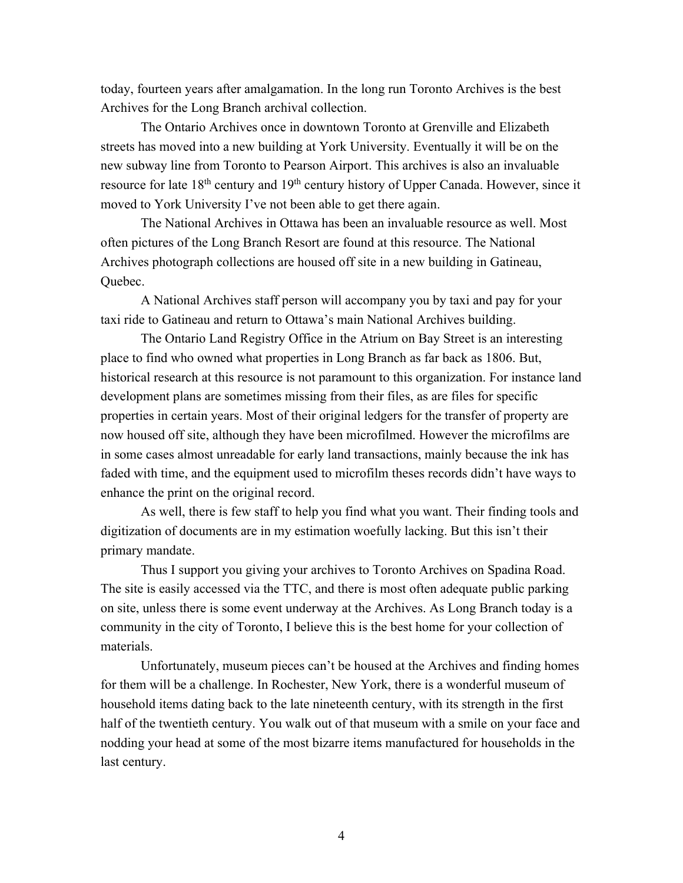today, fourteen years after amalgamation. In the long run Toronto Archives is the best Archives for the Long Branch archival collection.

The Ontario Archives once in downtown Toronto at Grenville and Elizabeth streets has moved into a new building at York University. Eventually it will be on the new subway line from Toronto to Pearson Airport. This archives is also an invaluable resource for late 18th century and 19th century history of Upper Canada. However, since it moved to York University I've not been able to get there again.

The National Archives in Ottawa has been an invaluable resource as well. Most often pictures of the Long Branch Resort are found at this resource. The National Archives photograph collections are housed off site in a new building in Gatineau, Quebec.

A National Archives staff person will accompany you by taxi and pay for your taxi ride to Gatineau and return to Ottawa's main National Archives building.

The Ontario Land Registry Office in the Atrium on Bay Street is an interesting place to find who owned what properties in Long Branch as far back as 1806. But, historical research at this resource is not paramount to this organization. For instance land development plans are sometimes missing from their files, as are files for specific properties in certain years. Most of their original ledgers for the transfer of property are now housed off site, although they have been microfilmed. However the microfilms are in some cases almost unreadable for early land transactions, mainly because the ink has faded with time, and the equipment used to microfilm theses records didn't have ways to enhance the print on the original record.

As well, there is few staff to help you find what you want. Their finding tools and digitization of documents are in my estimation woefully lacking. But this isn't their primary mandate.

Thus I support you giving your archives to Toronto Archives on Spadina Road. The site is easily accessed via the TTC, and there is most often adequate public parking on site, unless there is some event underway at the Archives. As Long Branch today is a community in the city of Toronto, I believe this is the best home for your collection of materials.

Unfortunately, museum pieces can't be housed at the Archives and finding homes for them will be a challenge. In Rochester, New York, there is a wonderful museum of household items dating back to the late nineteenth century, with its strength in the first half of the twentieth century. You walk out of that museum with a smile on your face and nodding your head at some of the most bizarre items manufactured for households in the last century.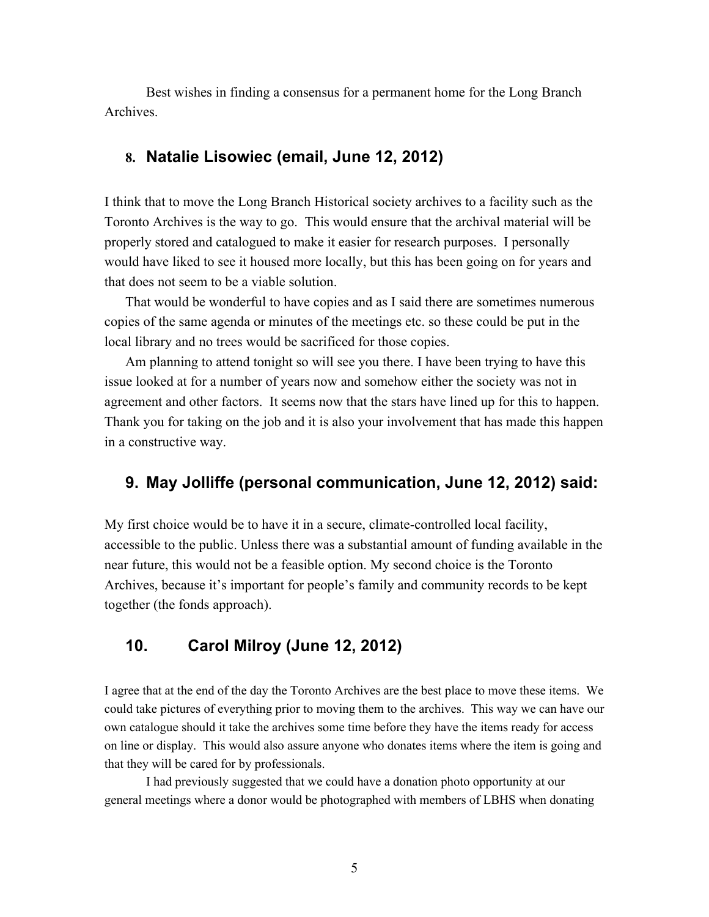Best wishes in finding a consensus for a permanent home for the Long Branch Archives.

## 8. Natalie Lisowiec (email, June 12, 2012)

I think that to move the Long Branch Historical society archives to a facility such as the Toronto Archives is the way to go. This would ensure that the archival material will be properly stored and catalogued to make it easier for research purposes. I personally would have liked to see it housed more locally, but this has been going on for years and that does not seem to be a viable solution.

That would be wonderful to have copies and as I said there are sometimes numerous copies of the same agenda or minutes of the meetings etc. so these could be put in the local library and no trees would be sacrificed for those copies.

Am planning to attend tonight so will see you there. I have been trying to have this issue looked at for a number of years now and somehow either the society was not in agreement and other factors. It seems now that the stars have lined up for this to happen. Thank you for taking on the job and it is also your involvement that has made this happen in a constructive way.

## 9. May Jolliffe (personal communication, June 12, 2012) said:

My first choice would be to have it in a secure, climate-controlled local facility, accessible to the public. Unless there was a substantial amount of funding available in the near future, this would not be a feasible option. My second choice is the Toronto Archives, because it's important for people's family and community records to be kept together (the fonds approach).

## 10. Carol Milroy (June 12, 2012)

I agree that at the end of the day the Toronto Archives are the best place to move these items. We could take pictures of everything prior to moving them to the archives. This way we can have our own catalogue should it take the archives some time before they have the items ready for access on line or display. This would also assure anyone who donates items where the item is going and that they will be cared for by professionals.

I had previously suggested that we could have a donation photo opportunity at our general meetings where a donor would be photographed with members of LBHS when donating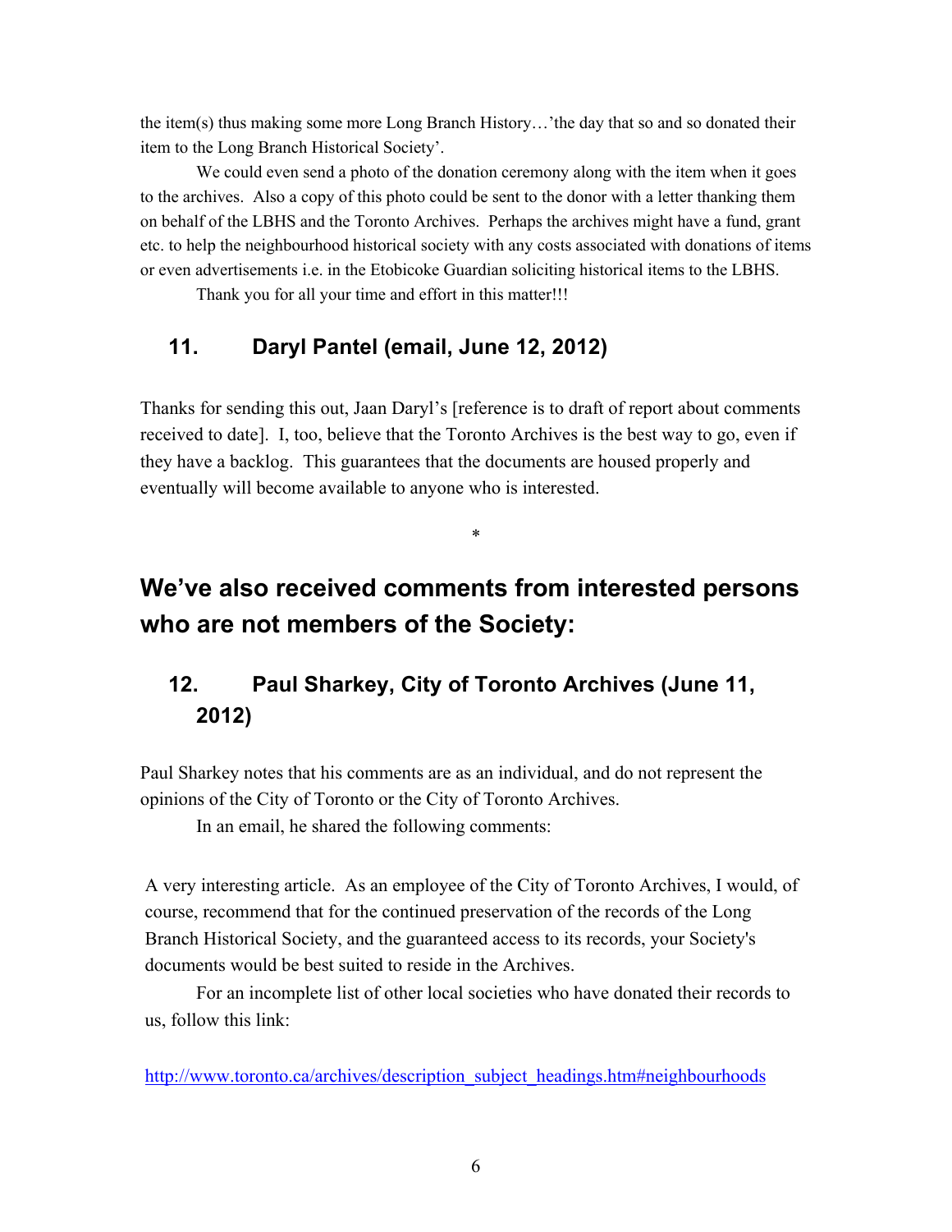the item(s) thus making some more Long Branch History…'the day that so and so donated their item to the Long Branch Historical Society'.

We could even send a photo of the donation ceremony along with the item when it goes to the archives. Also a copy of this photo could be sent to the donor with a letter thanking them on behalf of the LBHS and the Toronto Archives. Perhaps the archives might have a fund, grant etc. to help the neighbourhood historical society with any costs associated with donations of items or even advertisements i.e. in the Etobicoke Guardian soliciting historical items to the LBHS.

Thank you for all your time and effort in this matter!!!

## 11. Daryl Pantel (email, June 12, 2012)

Thanks for sending this out, Jaan Daryl's [reference is to draft of report about comments received to date]. I, too, believe that the Toronto Archives is the best way to go, even if they have a backlog. This guarantees that the documents are housed properly and eventually will become available to anyone who is interested.

*

# We've also received comments from interested persons who are not members of the Society:

## 12. Paul Sharkey, City of Toronto Archives (June 11, 2012)

Paul Sharkey notes that his comments are as an individual, and do not represent the opinions of the City of Toronto or the City of Toronto Archives.

In an email, he shared the following comments:

> A very interesting article. As an employee of the City of Toronto Archives, I would, of course, recommend that for the continued preservation of the records of the Long Branch Historical Society, and the guaranteed access to its records, your Society's documents would be best suited to reside in the Archives.
>
> For an incomplete list of other local societies who have donated their records to us, follow this link:
>
> http://www.toronto.ca/archives/description_subject_headings.htm#neighbourhoods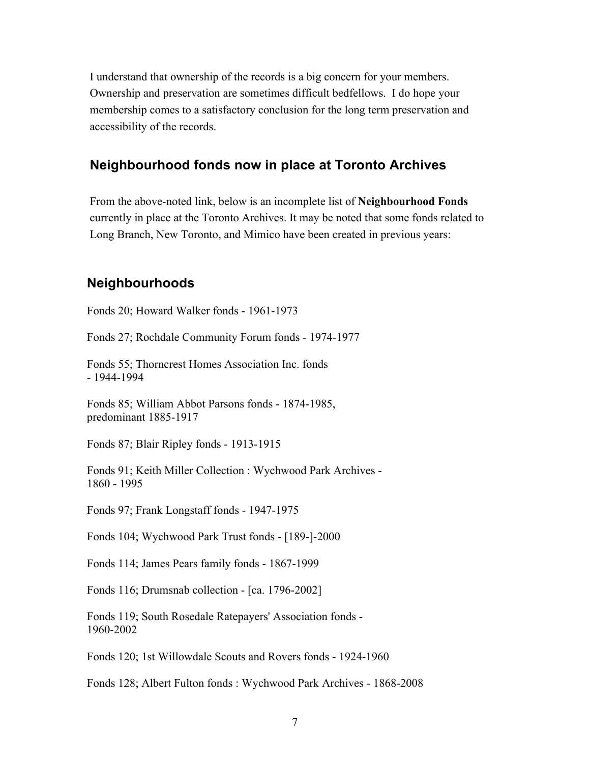I understand that ownership of the records is a big concern for your members. Ownership and preservation are sometimes difficult bedfellows. I do hope your membership comes to a satisfactory conclusion for the long term preservation and accessibility of the records.

## Neighbourhood fonds now in place at Toronto Archives

From the above-noted link, below is an incomplete list of **Neighbourhood Fonds** currently in place at the Toronto Archives. It may be noted that some fonds related to Long Branch, New Toronto, and Mimico have been created in previous years:

## Neighbourhoods

Fonds 20; Howard Walker fonds - 1961-1973

Fonds 27; Rochdale Community Forum fonds - 1974-1977

Fonds 55; Thorncrest Homes Association Inc. fonds - 1944-1994

Fonds 85; William Abbot Parsons fonds - 1874-1985, predominant 1885-1917

Fonds 87; Blair Ripley fonds - 1913-1915

Fonds 91; Keith Miller Collection : Wychwood Park Archives - 1860 - 1995

Fonds 97; Frank Longstaff fonds - 1947-1975

Fonds 104; Wychwood Park Trust fonds - [189-]-2000

Fonds 114; James Pears family fonds - 1867-1999

Fonds 116; Drumsnab collection - [ca. 1796-2002]

Fonds 119; South Rosedale Ratepayers' Association fonds - 1960-2002

Fonds 120; 1st Willowdale Scouts and Rovers fonds - 1924-1960

Fonds 128; Albert Fulton fonds : Wychwood Park Archives - 1868-2008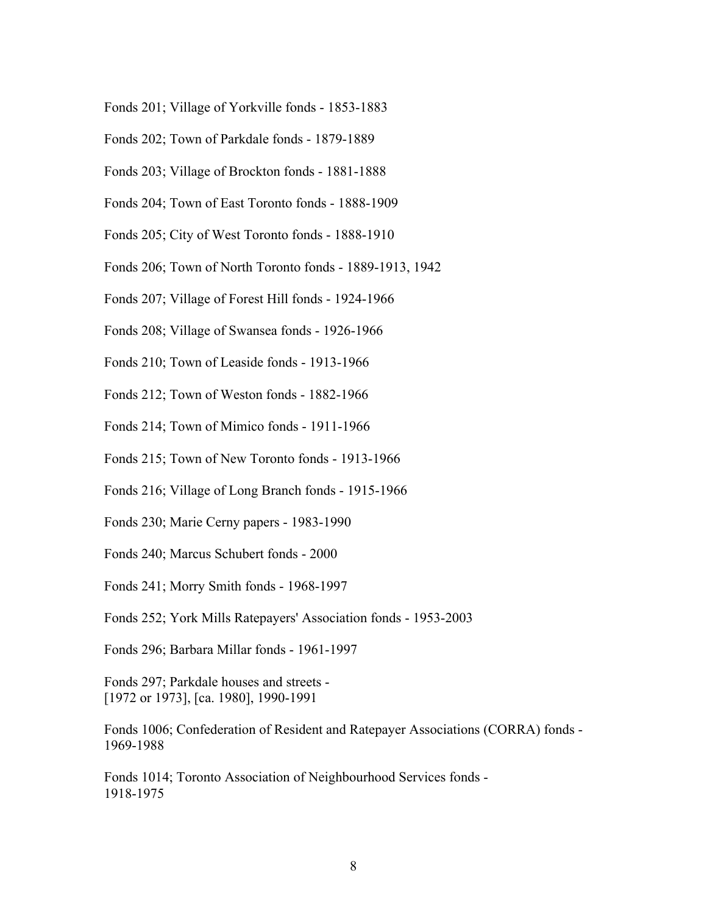Fonds 201; Village of Yorkville fonds - 1853-1883

Fonds 202; Town of Parkdale fonds - 1879-1889

Fonds 203; Village of Brockton fonds - 1881-1888

Fonds 204; Town of East Toronto fonds - 1888-1909

Fonds 205; City of West Toronto fonds - 1888-1910

Fonds 206; Town of North Toronto fonds - 1889-1913, 1942

Fonds 207; Village of Forest Hill fonds - 1924-1966

Fonds 208; Village of Swansea fonds - 1926-1966

Fonds 210; Town of Leaside fonds - 1913-1966

Fonds 212; Town of Weston fonds - 1882-1966

Fonds 214; Town of Mimico fonds - 1911-1966

Fonds 215; Town of New Toronto fonds - 1913-1966

Fonds 216; Village of Long Branch fonds - 1915-1966

Fonds 230; Marie Cerny papers - 1983-1990

Fonds 240; Marcus Schubert fonds - 2000

Fonds 241; Morry Smith fonds - 1968-1997

Fonds 252; York Mills Ratepayers' Association fonds - 1953-2003

Fonds 296; Barbara Millar fonds - 1961-1997

Fonds 297; Parkdale houses and streets -
[1972 or 1973], [ca. 1980], 1990-1991

Fonds 1006; Confederation of Resident and Ratepayer Associations (CORRA) fonds -
1969-1988

Fonds 1014; Toronto Association of Neighbourhood Services fonds -
1918-1975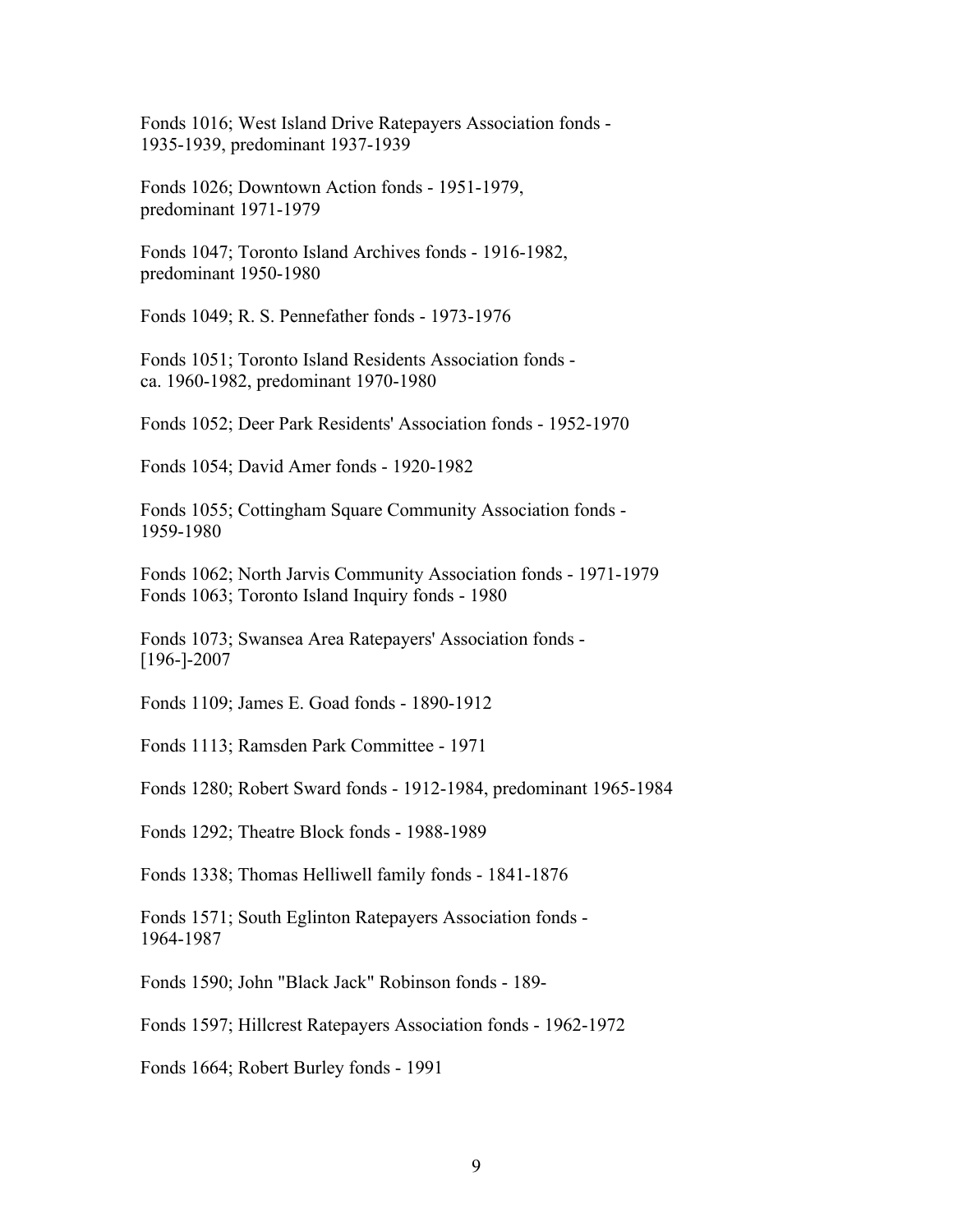Fonds 1016; West Island Drive Ratepayers Association fonds - 1935-1939, predominant 1937-1939

Fonds 1026; Downtown Action fonds - 1951-1979, predominant 1971-1979

Fonds 1047; Toronto Island Archives fonds - 1916-1982, predominant 1950-1980

Fonds 1049; R. S. Pennefather fonds - 1973-1976

Fonds 1051; Toronto Island Residents Association fonds - ca. 1960-1982, predominant 1970-1980

Fonds 1052; Deer Park Residents' Association fonds - 1952-1970

Fonds 1054; David Amer fonds - 1920-1982

Fonds 1055; Cottingham Square Community Association fonds - 1959-1980

Fonds 1062; North Jarvis Community Association fonds - 1971-1979
Fonds 1063; Toronto Island Inquiry fonds - 1980

Fonds 1073; Swansea Area Ratepayers' Association fonds - [196-]-2007

Fonds 1109; James E. Goad fonds - 1890-1912

Fonds 1113; Ramsden Park Committee - 1971

Fonds 1280; Robert Sward fonds - 1912-1984, predominant 1965-1984

Fonds 1292; Theatre Block fonds - 1988-1989

Fonds 1338; Thomas Helliwell family fonds - 1841-1876

Fonds 1571; South Eglinton Ratepayers Association fonds - 1964-1987

Fonds 1590; John "Black Jack" Robinson fonds - 189-

Fonds 1597; Hillcrest Ratepayers Association fonds - 1962-1972

Fonds 1664; Robert Burley fonds - 1991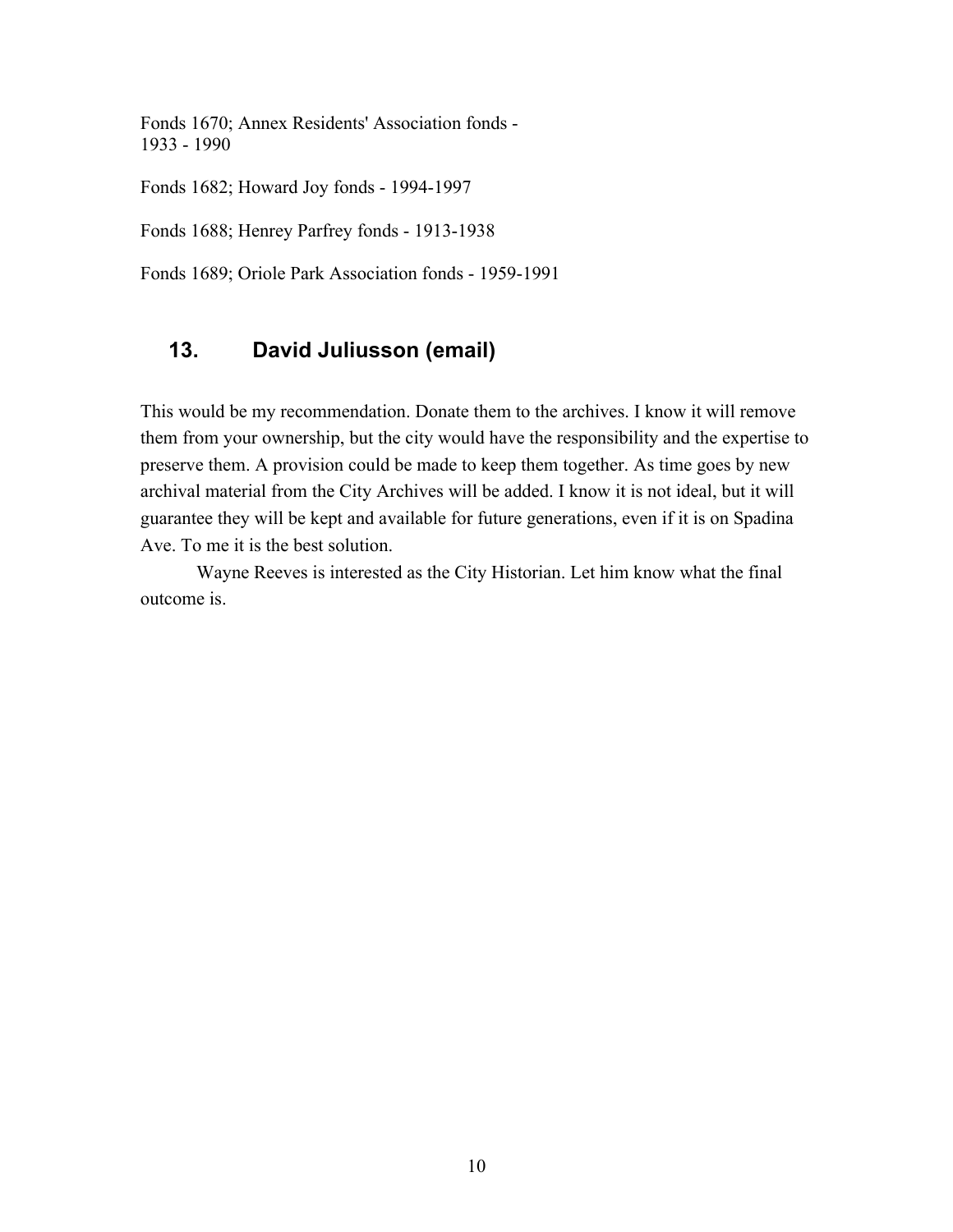Fonds 1670; Annex Residents' Association fonds - 1933 - 1990

Fonds 1682; Howard Joy fonds - 1994-1997

Fonds 1688; Henrey Parfrey fonds - 1913-1938

Fonds 1689; Oriole Park Association fonds - 1959-1991

## 13. David Juliusson (email)

This would be my recommendation. Donate them to the archives. I know it will remove them from your ownership, but the city would have the responsibility and the expertise to preserve them. A provision could be made to keep them together. As time goes by new archival material from the City Archives will be added. I know it is not ideal, but it will guarantee they will be kept and available for future generations, even if it is on Spadina Ave. To me it is the best solution.

Wayne Reeves is interested as the City Historian. Let him know what the final outcome is.